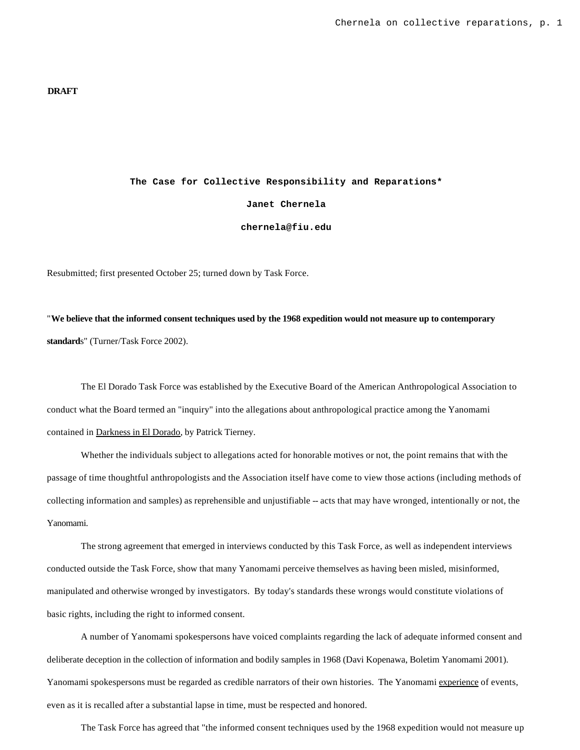**DRAFT**

# The Case for Collective Responsibility and Reparations*

**Janet Chernela**

**chernela@fiu.edu**

Resubmitted; first presented October 25; turned down by Task Force.

"**We believe that the informed consent techniques used by the 1968 expedition would not measure up to contemporary standard**s" (Turner/Task Force 2002).

The El Dorado Task Force was established by the Executive Board of the American Anthropological Association to conduct what the Board termed an "inquiry" into the allegations about anthropological practice among the Yanomami contained in Darkness in El Dorado, by Patrick Tierney.

Whether the individuals subject to allegations acted for honorable motives or not, the point remains that with the passage of time thoughtful anthropologists and the Association itself have come to view those actions (including methods of collecting information and samples) as reprehensible and unjustifiable -- acts that may have wronged, intentionally or not, the Yanomami.

The strong agreement that emerged in interviews conducted by this Task Force, as well as independent interviews conducted outside the Task Force, show that many Yanomami perceive themselves as having been misled, misinformed, manipulated and otherwise wronged by investigators. By today's standards these wrongs would constitute violations of basic rights, including the right to informed consent.

A number of Yanomami spokespersons have voiced complaints regarding the lack of adequate informed consent and deliberate deception in the collection of information and bodily samples in 1968 (Davi Kopenawa, Boletim Yanomami 2001). Yanomami spokespersons must be regarded as credible narrators of their own histories. The Yanomami experience of events, even as it is recalled after a substantial lapse in time, must be respected and honored.

The Task Force has agreed that "the informed consent techniques used by the 1968 expedition would not measure up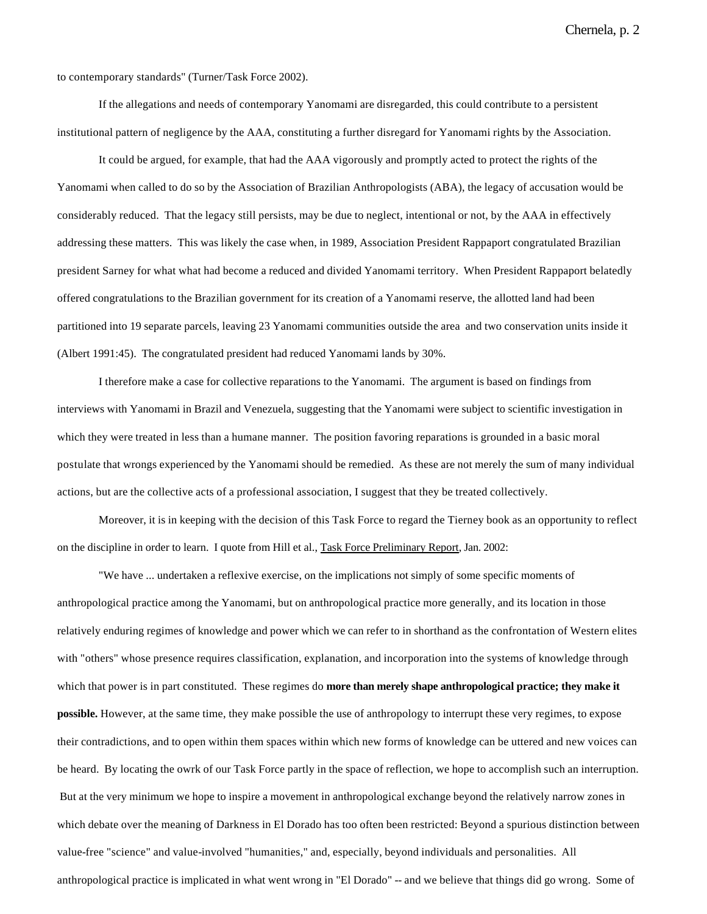to contemporary standards" (Turner/Task Force 2002).

If the allegations and needs of contemporary Yanomami are disregarded, this could contribute to a persistent institutional pattern of negligence by the AAA, constituting a further disregard for Yanomami rights by the Association.

It could be argued, for example, that had the AAA vigorously and promptly acted to protect the rights of the Yanomami when called to do so by the Association of Brazilian Anthropologists (ABA), the legacy of accusation would be considerably reduced. That the legacy still persists, may be due to neglect, intentional or not, by the AAA in effectively addressing these matters. This was likely the case when, in 1989, Association President Rappaport congratulated Brazilian president Sarney for what what had become a reduced and divided Yanomami territory. When President Rappaport belatedly offered congratulations to the Brazilian government for its creation of a Yanomami reserve, the allotted land had been partitioned into 19 separate parcels, leaving 23 Yanomami communities outside the area and two conservation units inside it (Albert 1991:45). The congratulated president had reduced Yanomami lands by 30%.

I therefore make a case for collective reparations to the Yanomami. The argument is based on findings from interviews with Yanomami in Brazil and Venezuela, suggesting that the Yanomami were subject to scientific investigation in which they were treated in less than a humane manner. The position favoring reparations is grounded in a basic moral postulate that wrongs experienced by the Yanomami should be remedied. As these are not merely the sum of many individual actions, but are the collective acts of a professional association, I suggest that they be treated collectively.

Moreover, it is in keeping with the decision of this Task Force to regard the Tierney book as an opportunity to reflect on the discipline in order to learn. I quote from Hill et al., Task Force Preliminary Report, Jan. 2002:

"We have ... undertaken a reflexive exercise, on the implications not simply of some specific moments of anthropological practice among the Yanomami, but on anthropological practice more generally, and its location in those relatively enduring regimes of knowledge and power which we can refer to in shorthand as the confrontation of Western elites with "others" whose presence requires classification, explanation, and incorporation into the systems of knowledge through which that power is in part constituted. These regimes do **more than merely shape anthropological practice; they make it possible.** However, at the same time, they make possible the use of anthropology to interrupt these very regimes, to expose their contradictions, and to open within them spaces within which new forms of knowledge can be uttered and new voices can be heard. By locating the owrk of our Task Force partly in the space of reflection, we hope to accomplish such an interruption. But at the very minimum we hope to inspire a movement in anthropological exchange beyond the relatively narrow zones in which debate over the meaning of Darkness in El Dorado has too often been restricted: Beyond a spurious distinction between value-free "science" and value-involved "humanities," and, especially, beyond individuals and personalities. All anthropological practice is implicated in what went wrong in "El Dorado" -- and we believe that things did go wrong. Some of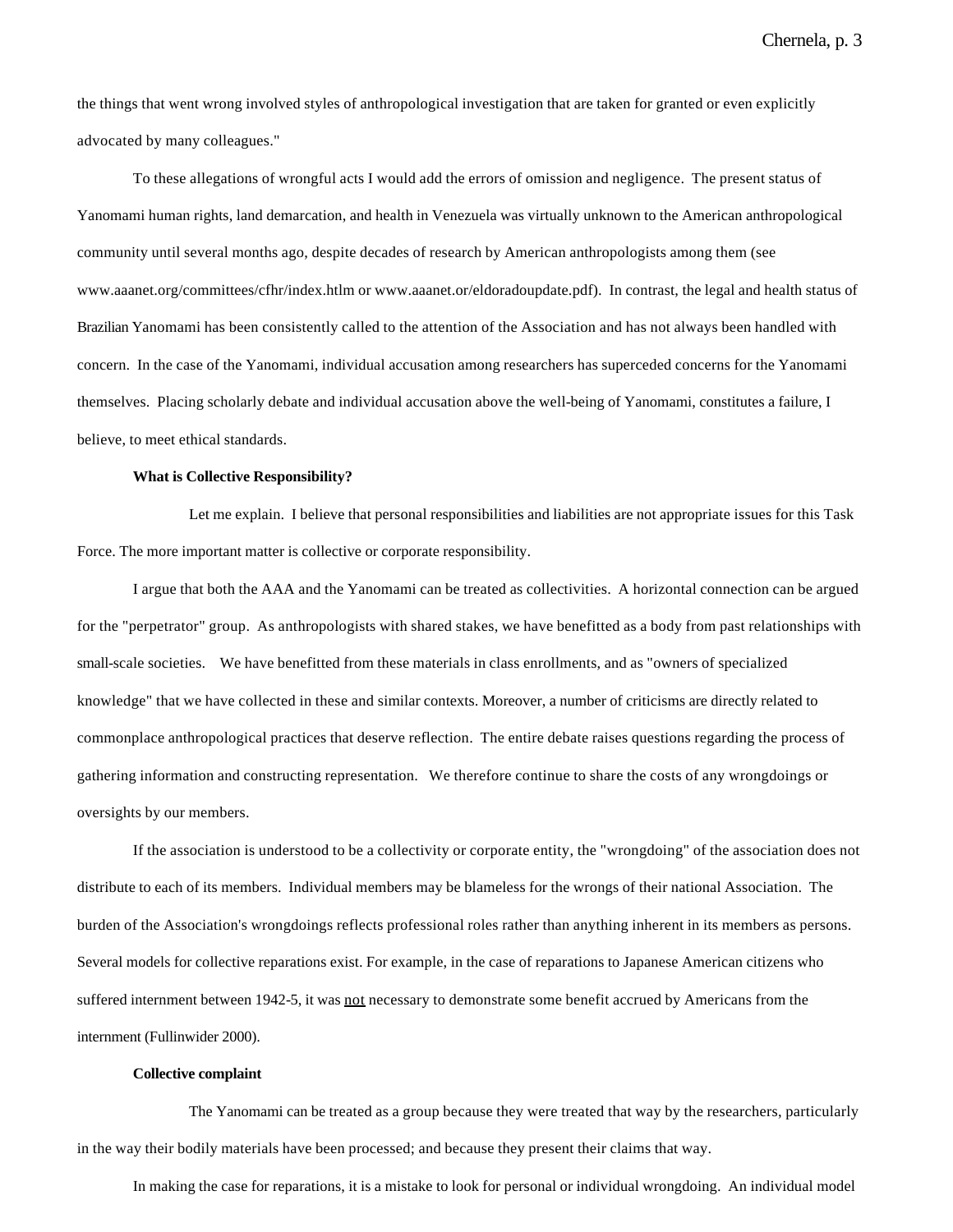the things that went wrong involved styles of anthropological investigation that are taken for granted or even explicitly advocated by many colleagues."

To these allegations of wrongful acts I would add the errors of omission and negligence. The present status of Yanomami human rights, land demarcation, and health in Venezuela was virtually unknown to the American anthropological community until several months ago, despite decades of research by American anthropologists among them (see www.aaanet.org/committees/cfhr/index.htlm or www.aaanet.or/eldoradoupdate.pdf). In contrast, the legal and health status of Brazilian Yanomami has been consistently called to the attention of the Association and has not always been handled with concern. In the case of the Yanomami, individual accusation among researchers has superceded concerns for the Yanomami themselves. Placing scholarly debate and individual accusation above the well-being of Yanomami, constitutes a failure, I believe, to meet ethical standards.

**What is Collective Responsibility?**

Let me explain. I believe that personal responsibilities and liabilities are not appropriate issues for this Task Force. The more important matter is collective or corporate responsibility.

I argue that both the AAA and the Yanomami can be treated as collectivities. A horizontal connection can be argued for the "perpetrator" group. As anthropologists with shared stakes, we have benefitted as a body from past relationships with small-scale societies. We have benefitted from these materials in class enrollments, and as "owners of specialized knowledge" that we have collected in these and similar contexts. Moreover, a number of criticisms are directly related to commonplace anthropological practices that deserve reflection. The entire debate raises questions regarding the process of gathering information and constructing representation. We therefore continue to share the costs of any wrongdoings or oversights by our members.

If the association is understood to be a collectivity or corporate entity, the "wrongdoing" of the association does not distribute to each of its members. Individual members may be blameless for the wrongs of their national Association. The burden of the Association's wrongdoings reflects professional roles rather than anything inherent in its members as persons. Several models for collective reparations exist. For example, in the case of reparations to Japanese American citizens who suffered internment between 1942-5, it was <u>not</u> necessary to demonstrate some benefit accrued by Americans from the internment (Fullinwider 2000).

**Collective complaint**

The Yanomami can be treated as a group because they were treated that way by the researchers, particularly in the way their bodily materials have been processed; and because they present their claims that way.

In making the case for reparations, it is a mistake to look for personal or individual wrongdoing. An individual model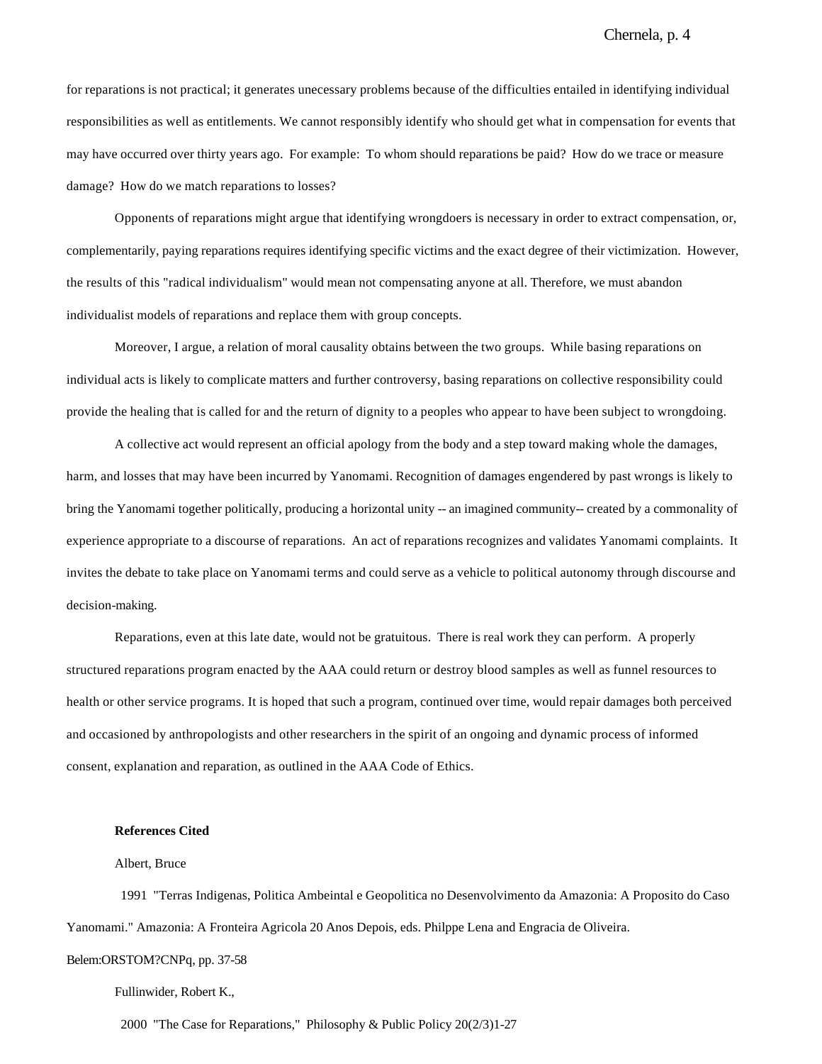for reparations is not practical; it generates unecessary problems because of the difficulties entailed in identifying individual responsibilities as well as entitlements. We cannot responsibly identify who should get what in compensation for events that may have occurred over thirty years ago. For example: To whom should reparations be paid? How do we trace or measure damage? How do we match reparations to losses?

Opponents of reparations might argue that identifying wrongdoers is necessary in order to extract compensation, or, complementarily, paying reparations requires identifying specific victims and the exact degree of their victimization. However, the results of this "radical individualism" would mean not compensating anyone at all. Therefore, we must abandon individualist models of reparations and replace them with group concepts.

Moreover, I argue, a relation of moral causality obtains between the two groups. While basing reparations on individual acts is likely to complicate matters and further controversy, basing reparations on collective responsibility could provide the healing that is called for and the return of dignity to a peoples who appear to have been subject to wrongdoing.

A collective act would represent an official apology from the body and a step toward making whole the damages, harm, and losses that may have been incurred by Yanomami. Recognition of damages engendered by past wrongs is likely to bring the Yanomami together politically, producing a horizontal unity -- an imagined community-- created by a commonality of experience appropriate to a discourse of reparations. An act of reparations recognizes and validates Yanomami complaints. It invites the debate to take place on Yanomami terms and could serve as a vehicle to political autonomy through discourse and decision-making.

Reparations, even at this late date, would not be gratuitous. There is real work they can perform. A properly structured reparations program enacted by the AAA could return or destroy blood samples as well as funnel resources to health or other service programs. It is hoped that such a program, continued over time, would repair damages both perceived and occasioned by anthropologists and other researchers in the spirit of an ongoing and dynamic process of informed consent, explanation and reparation, as outlined in the AAA Code of Ethics.

**References Cited**

Albert, Bruce

1991 "Terras Indigenas, Politica Ambeintal e Geopolitica no Desenvolvimento da Amazonia: A Proposito do Caso Yanomami." Amazonia: A Fronteira Agricola 20 Anos Depois, eds. Philppe Lena and Engracia de Oliveira. Belem:ORSTOM?CNPq, pp. 37-58

Fullinwider, Robert K.,

2000 "The Case for Reparations," Philosophy & Public Policy 20(2/3)1-27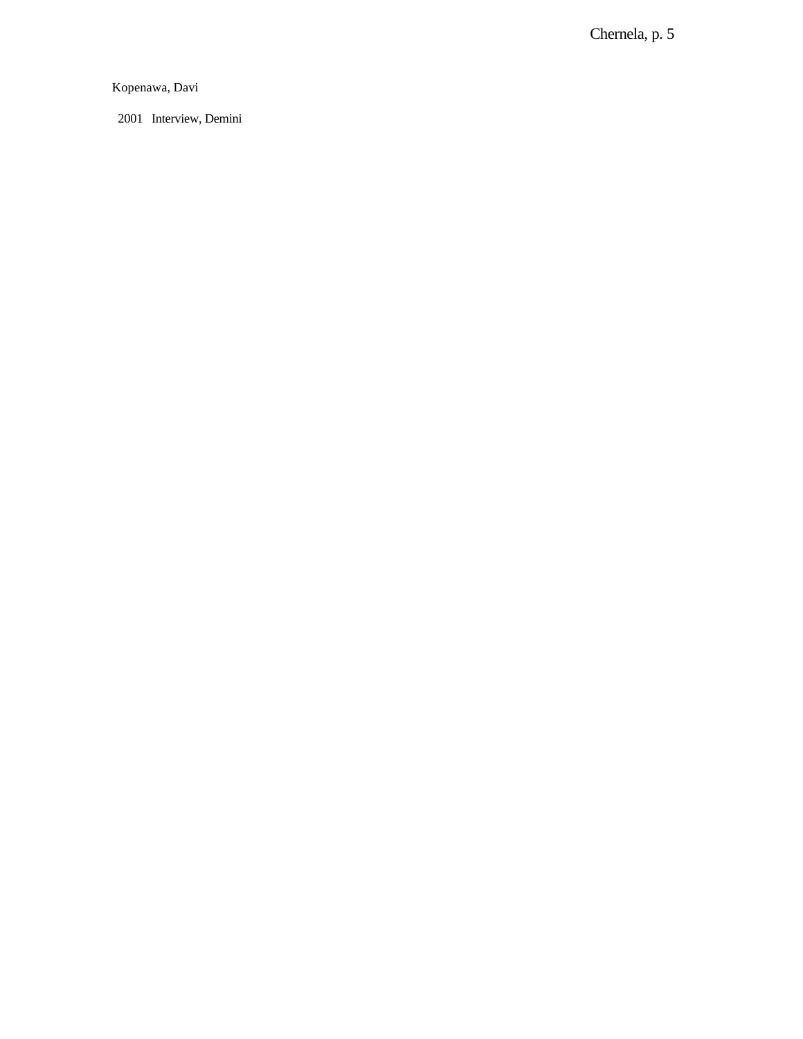Kopenawa, Davi

2001 Interview, Demini